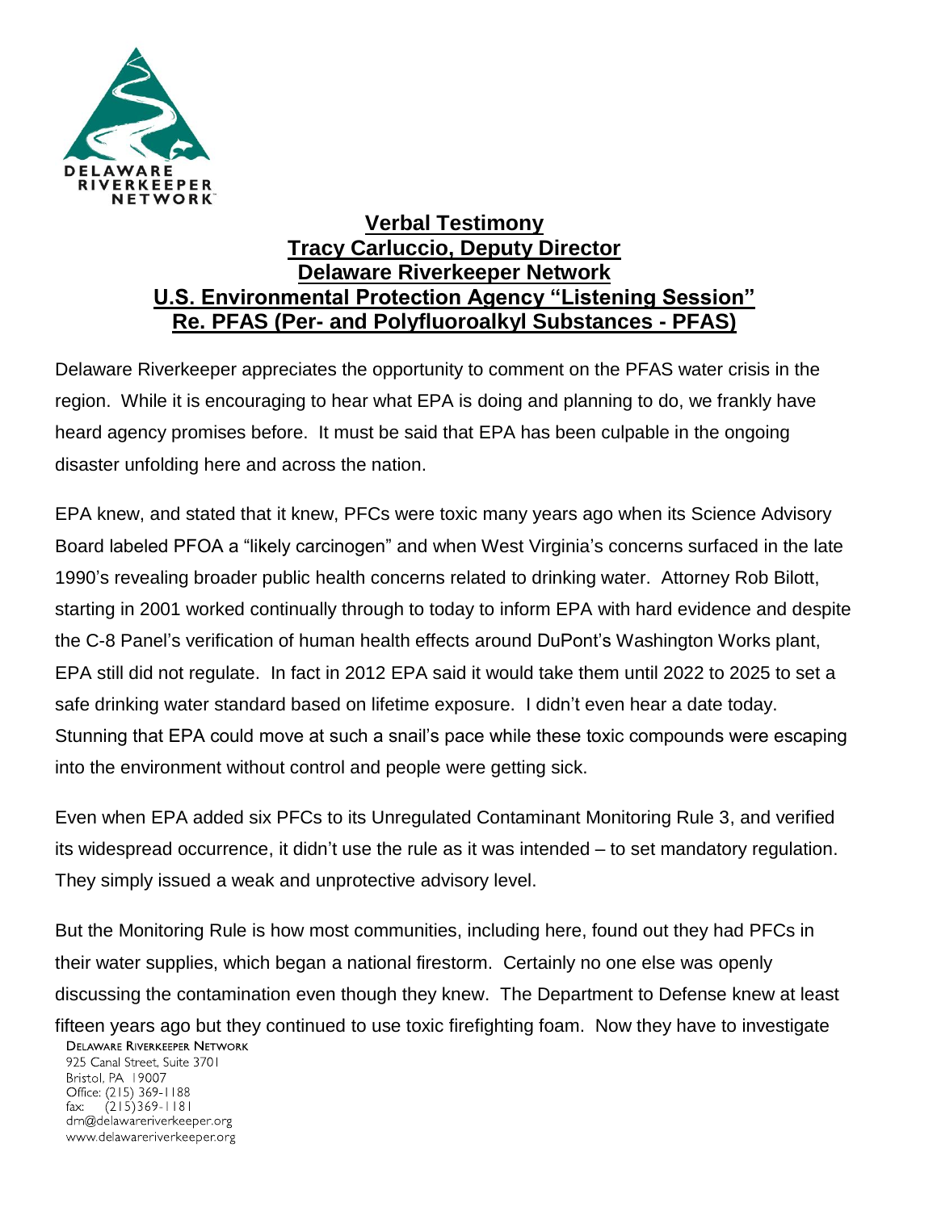**Verbal Testimony**
**Tracy Carluccio, Deputy Director**
**Delaware Riverkeeper Network**
**U.S. Environmental Protection Agency "Listening Session"**
**Re. PFAS (Per- and Polyfluoroalkyl Substances - PFAS)**

Delaware Riverkeeper appreciates the opportunity to comment on the PFAS water crisis in the region. While it is encouraging to hear what EPA is doing and planning to do, we frankly have heard agency promises before. It must be said that EPA has been culpable in the ongoing disaster unfolding here and across the nation.

EPA knew, and stated that it knew, PFCs were toxic many years ago when its Science Advisory Board labeled PFOA a "likely carcinogen" and when West Virginia's concerns surfaced in the late 1990's revealing broader public health concerns related to drinking water. Attorney Rob Bilott, starting in 2001 worked continually through to today to inform EPA with hard evidence and despite the C-8 Panel's verification of human health effects around DuPont's Washington Works plant, EPA still did not regulate. In fact in 2012 EPA said it would take them until 2022 to 2025 to set a safe drinking water standard based on lifetime exposure. I didn't even hear a date today. Stunning that EPA could move at such a snail's pace while these toxic compounds were escaping into the environment without control and people were getting sick.

Even when EPA added six PFCs to its Unregulated Contaminant Monitoring Rule 3, and verified its widespread occurrence, it didn't use the rule as it was intended – to set mandatory regulation. They simply issued a weak and unprotective advisory level.

But the Monitoring Rule is how most communities, including here, found out they had PFCs in their water supplies, which began a national firestorm. Certainly no one else was openly discussing the contamination even though they knew. The Department to Defense knew at least fifteen years ago but they continued to use toxic firefighting foam. Now they have to investigate

Delaware Riverkeeper Network
925 Canal Street, Suite 3701
Bristol, PA 19007
Office: (215) 369-1188
fax: (215)369-1181
drn@delawareriverkeeper.org
www.delawareriverkeeper.org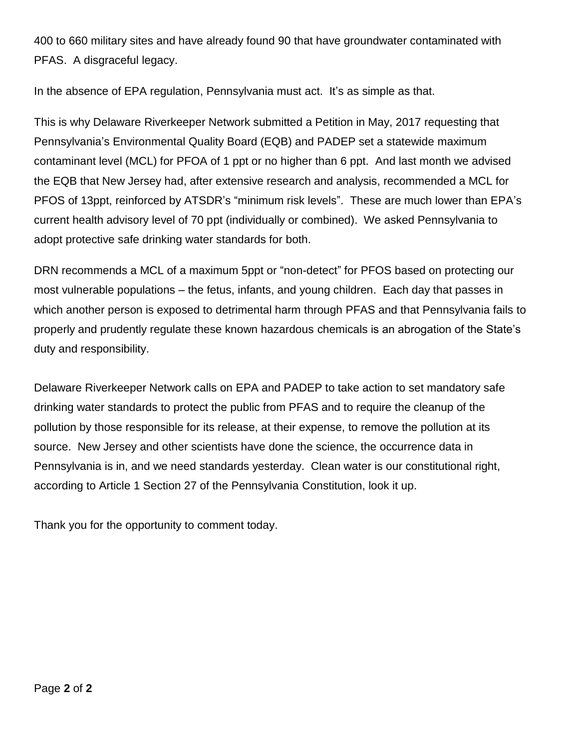400 to 660 military sites and have already found 90 that have groundwater contaminated with PFAS. A disgraceful legacy.

In the absence of EPA regulation, Pennsylvania must act. It's as simple as that.

This is why Delaware Riverkeeper Network submitted a Petition in May, 2017 requesting that Pennsylvania's Environmental Quality Board (EQB) and PADEP set a statewide maximum contaminant level (MCL) for PFOA of 1 ppt or no higher than 6 ppt. And last month we advised the EQB that New Jersey had, after extensive research and analysis, recommended a MCL for PFOS of 13ppt, reinforced by ATSDR's "minimum risk levels". These are much lower than EPA's current health advisory level of 70 ppt (individually or combined). We asked Pennsylvania to adopt protective safe drinking water standards for both.

DRN recommends a MCL of a maximum 5ppt or "non-detect" for PFOS based on protecting our most vulnerable populations – the fetus, infants, and young children. Each day that passes in which another person is exposed to detrimental harm through PFAS and that Pennsylvania fails to properly and prudently regulate these known hazardous chemicals is an abrogation of the State's duty and responsibility.

Delaware Riverkeeper Network calls on EPA and PADEP to take action to set mandatory safe drinking water standards to protect the public from PFAS and to require the cleanup of the pollution by those responsible for its release, at their expense, to remove the pollution at its source. New Jersey and other scientists have done the science, the occurrence data in Pennsylvania is in, and we need standards yesterday. Clean water is our constitutional right, according to Article 1 Section 27 of the Pennsylvania Constitution, look it up.

Thank you for the opportunity to comment today.